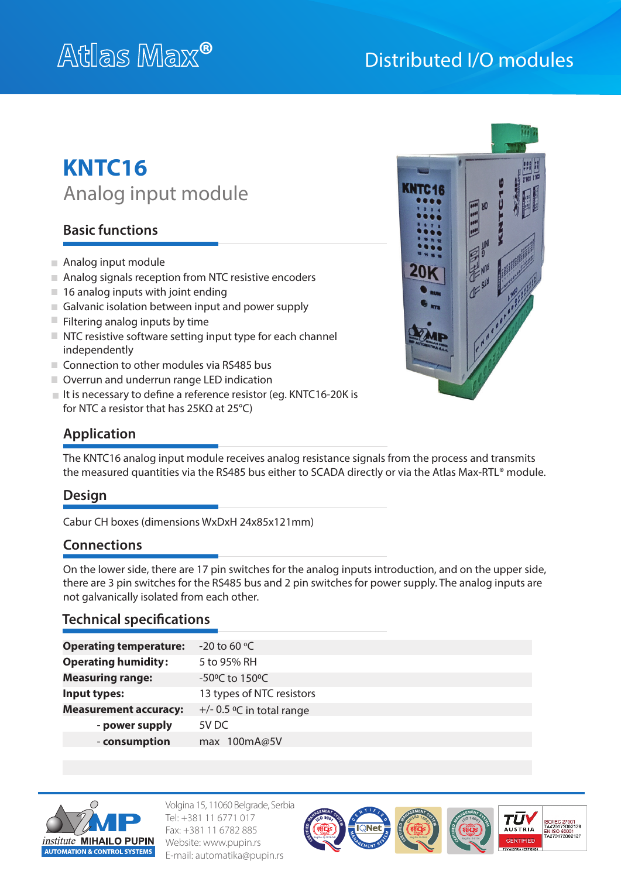# Atlas Max®

Distributed I/O modules

# KNTC16

## Analog input module

### Basic functions

- Analog input module
- Analog signals reception from NTC resistive encoders
- 16 analog inputs with joint ending
- Galvanic isolation between input and power supply
- Filtering analog inputs by time
- NTC resistive software setting input type for each channel independently
- Connection to other modules via RS485 bus
- Overrun and underrun range LED indication
- It is necessary to define a reference resistor (eg. KNTC16-20K is for NTC a resistor that has 25KΩ at 25°C)

### Application

The KNTC16 analog input module receives analog resistance signals from the process and transmits the measured quantities via the RS485 bus either to SCADA directly or via the Atlas Max-RTL® module.

### Design

Cabur CH boxes (dimensions WxDxH 24x85x121mm)

### Connections

On the lower side, there are 17 pin switches for the analog inputs introduction, and on the upper side, there are 3 pin switches for the RS485 bus and 2 pin switches for power supply. The analog inputs are not galvanically isolated from each other.

### Technical specifications

| | |
|---|---|
| **Operating temperature:** | -20 to 60 °C |
| **Operating humidity:** | 5 to 95% RH |
| **Measuring range:** | -50ºC to 150ºC |
| **Input types:** | 13 types of NTC resistors |
| **Measurement accuracy:** | +/- 0.5 ºC in total range |
| - **power supply** | 5V DC |
| - **consumption** | max 100mA@5V |

institute MIHAILO PUPIN
AUTOMATION & CONTROL SYSTEMS

Volgina 15, 11060 Belgrade, Serbia
Tel: +381 11 6771 017
Fax: +381 11 6782 885
Website: www.pupin.rs
E-mail: automatika@pupin.rs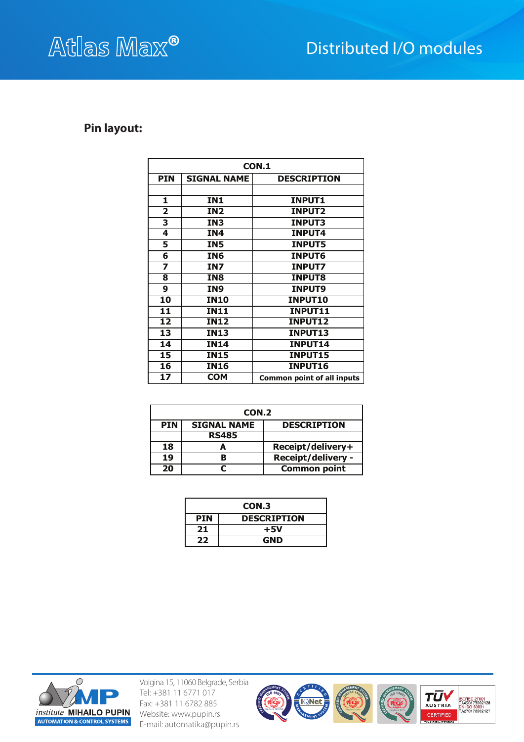## Pin layout:

| CON.1 | | |
|---|---|---|
| **PIN** | **SIGNAL NAME** | **DESCRIPTION** |
| | | |
| 1 | IN1 | INPUT1 |
| 2 | IN2 | INPUT2 |
| 3 | IN3 | INPUT3 |
| 4 | IN4 | INPUT4 |
| 5 | IN5 | INPUT5 |
| 6 | IN6 | INPUT6 |
| 7 | IN7 | INPUT7 |
| 8 | IN8 | INPUT8 |
| 9 | IN9 | INPUT9 |
| 10 | IN10 | INPUT10 |
| 11 | IN11 | INPUT11 |
| 12 | IN12 | INPUT12 |
| 13 | IN13 | INPUT13 |
| 14 | IN14 | INPUT14 |
| 15 | IN15 | INPUT15 |
| 16 | IN16 | INPUT16 |
| 17 | COM | Common point of all inputs |

| CON.2 | | |
|---|---|---|
| **PIN** | **SIGNAL NAME** | **DESCRIPTION** |
| | RS485 | |
| 18 | A | Receipt/delivery+ |
| 19 | B | Receipt/delivery - |
| 20 | C | Common point |

| CON.3 | |
|---|---|
| **PIN** | **DESCRIPTION** |
| 21 | +5V |
| 22 | GND |

institute MIHAILO PUPIN
AUTOMATION & CONTROL SYSTEMS

Volgina 15, 11060 Belgrade, Serbia
Tel: +381 11 6771 017
Fax: +381 11 6782 885
Website: www.pupin.rs
E-mail: automatika@pupin.rs